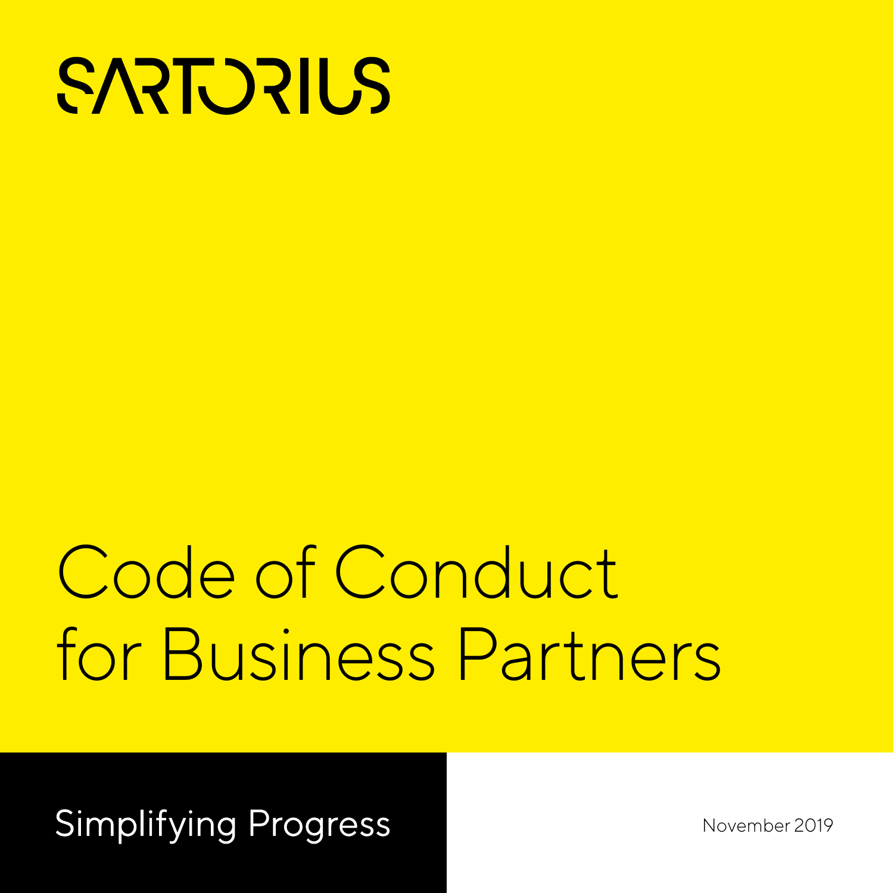SARTORIUS

# Code of Conduct for Business Partners

Simplifying Progress

November 2019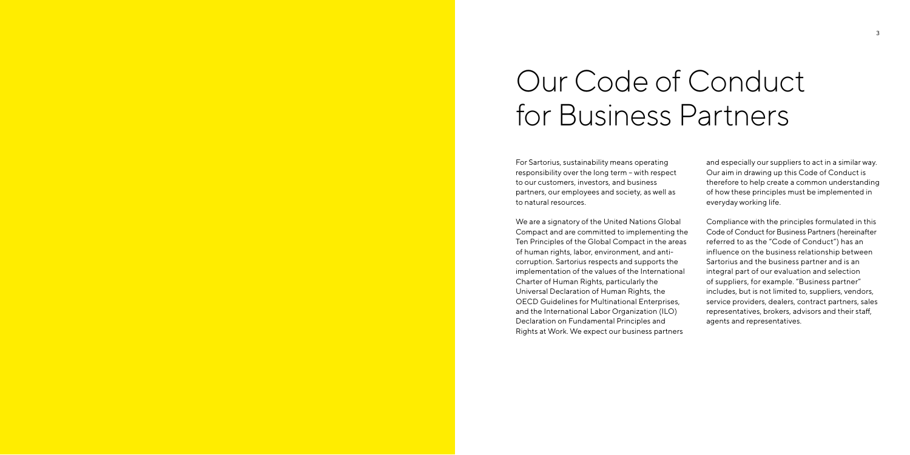# Our Code of Conduct for Business Partners

For Sartorius, sustainability means operating responsibility over the long term – with respect to our customers, investors, and business partners, our employees and society, as well as to natural resources.

We are a signatory of the United Nations Global Compact and are committed to implementing the Ten Principles of the Global Compact in the areas of human rights, labor, environment, and anti-corruption. Sartorius respects and supports the implementation of the values of the International Charter of Human Rights, particularly the Universal Declaration of Human Rights, the OECD Guidelines for Multinational Enterprises, and the International Labor Organization (ILO) Declaration on Fundamental Principles and Rights at Work. We expect our business partners and especially our suppliers to act in a similar way. Our aim in drawing up this Code of Conduct is therefore to help create a common understanding of how these principles must be implemented in everyday working life.

Compliance with the principles formulated in this Code of Conduct for Business Partners (hereinafter referred to as the "Code of Conduct") has an influence on the business relationship between Sartorius and the business partner and is an integral part of our evaluation and selection of suppliers, for example. "Business partner" includes, but is not limited to, suppliers, vendors, service providers, dealers, contract partners, sales representatives, brokers, advisors and their staff, agents and representatives.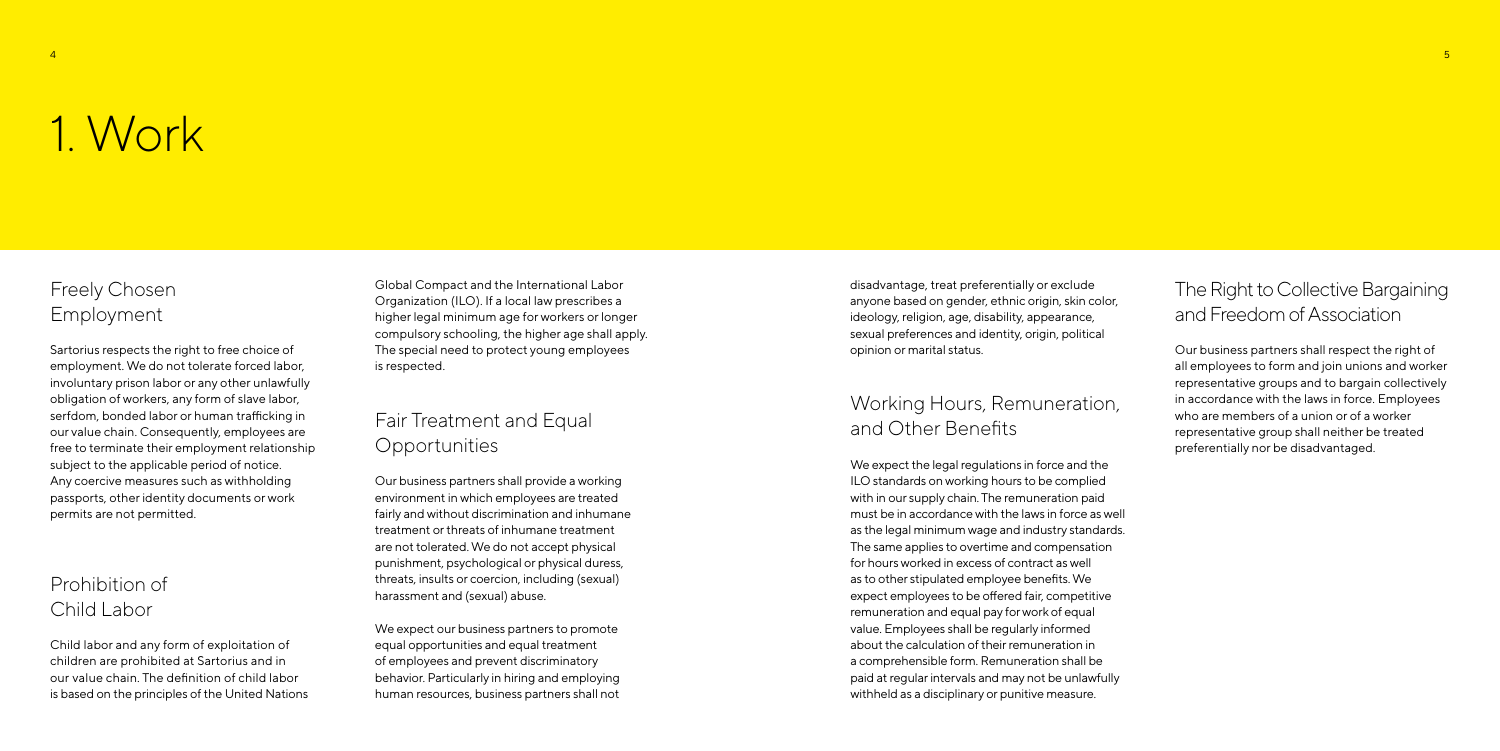# 1. Work

## Freely Chosen Employment

Sartorius respects the right to free choice of employment. We do not tolerate forced labor, involuntary prison labor or any other unlawfully obligation of workers, any form of slave labor, serfdom, bonded labor or human trafficking in our value chain. Consequently, employees are free to terminate their employment relationship subject to the applicable period of notice. Any coercive measures such as withholding passports, other identity documents or work permits are not permitted.

## Prohibition of Child Labor

Child labor and any form of exploitation of children are prohibited at Sartorius and in our value chain. The definition of child labor is based on the principles of the United Nations Global Compact and the International Labor Organization (ILO). If a local law prescribes a higher legal minimum age for workers or longer compulsory schooling, the higher age shall apply. The special need to protect young employees is respected.

## Fair Treatment and Equal Opportunities

Our business partners shall provide a working environment in which employees are treated fairly and without discrimination and inhumane treatment or threats of inhumane treatment are not tolerated. We do not accept physical punishment, psychological or physical duress, threats, insults or coercion, including (sexual) harassment and (sexual) abuse.

We expect our business partners to promote equal opportunities and equal treatment of employees and prevent discriminatory behavior. Particularly in hiring and employing human resources, business partners shall not disadvantage, treat preferentially or exclude anyone based on gender, ethnic origin, skin color, ideology, religion, age, disability, appearance, sexual preferences and identity, origin, political opinion or marital status.

## Working Hours, Remuneration, and Other Benefits

We expect the legal regulations in force and the ILO standards on working hours to be complied with in our supply chain. The remuneration paid must be in accordance with the laws in force as well as the legal minimum wage and industry standards. The same applies to overtime and compensation for hours worked in excess of contract as well as to other stipulated employee benefits. We expect employees to be offered fair, competitive remuneration and equal pay for work of equal value. Employees shall be regularly informed about the calculation of their remuneration in a comprehensible form. Remuneration shall be paid at regular intervals and may not be unlawfully withheld as a disciplinary or punitive measure.

## The Right to Collective Bargaining and Freedom of Association

Our business partners shall respect the right of all employees to form and join unions and worker representative groups and to bargain collectively in accordance with the laws in force. Employees who are members of a union or of a worker representative group shall neither be treated preferentially nor be disadvantaged.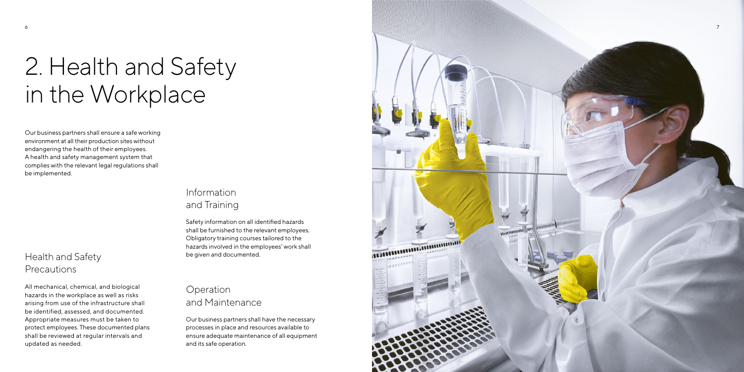# 2. Health and Safety in the Workplace

Our business partners shall ensure a safe working environment at all their production sites without endangering the health of their employees. A health and safety management system that complies with the relevant legal regulations shall be implemented.

## Health and Safety Precautions

All mechanical, chemical, and biological hazards in the workplace as well as risks arising from use of the infrastructure shall be identified, assessed, and documented. Appropriate measures must be taken to protect employees. These documented plans shall be reviewed at regular intervals and updated as needed.

## Information and Training

Safety information on all identified hazards shall be furnished to the relevant employees. Obligatory training courses tailored to the hazards involved in the employees' work shall be given and documented.

## Operation and Maintenance

Our business partners shall have the necessary processes in place and resources available to ensure adequate maintenance of all equipment and its safe operation.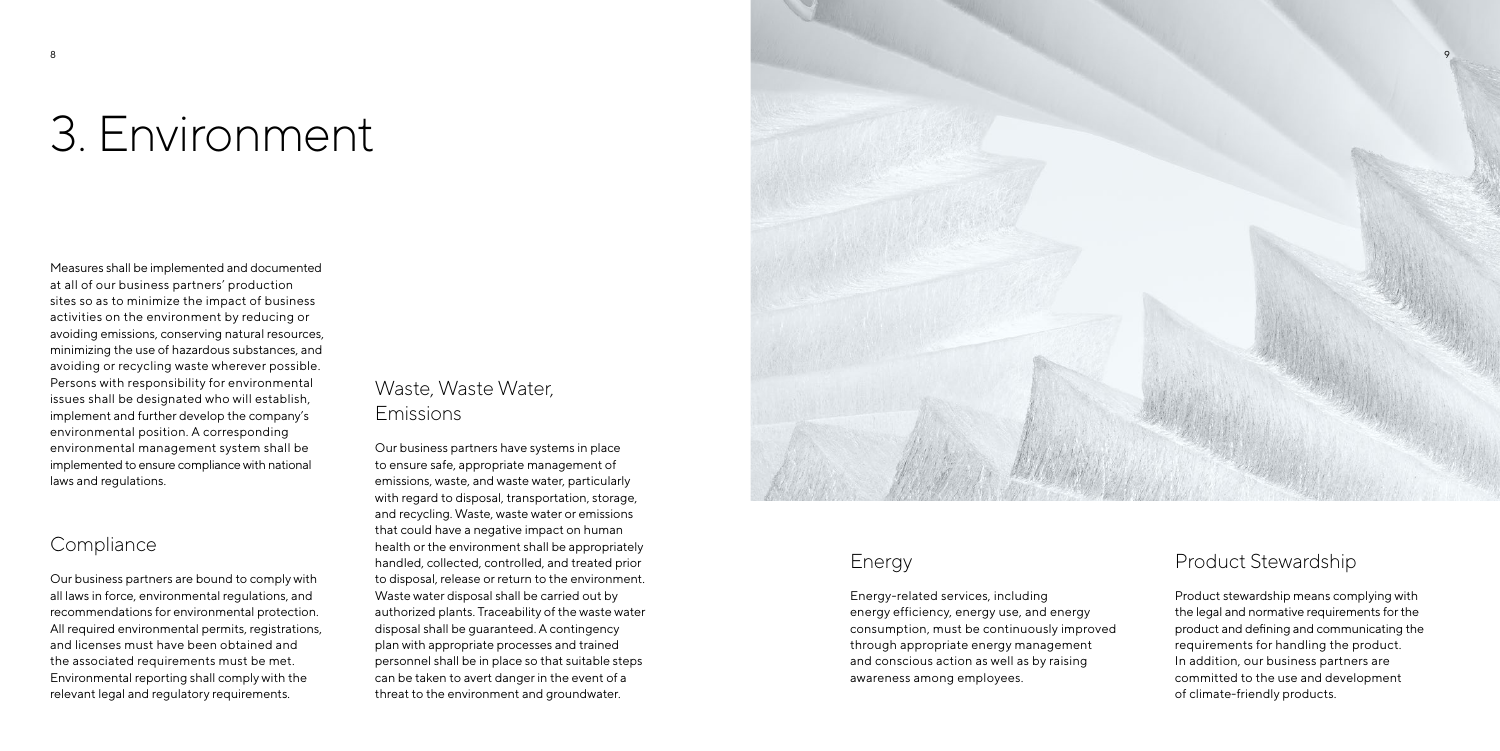# 3. Environment

Measures shall be implemented and documented at all of our business partners' production sites so as to minimize the impact of business activities on the environment by reducing or avoiding emissions, conserving natural resources, minimizing the use of hazardous substances, and avoiding or recycling waste wherever possible. Persons with responsibility for environmental issues shall be designated who will establish, implement and further develop the company's environmental position. A corresponding environmental management system shall be implemented to ensure compliance with national laws and regulations.

## Compliance

Our business partners are bound to comply with all laws in force, environmental regulations, and recommendations for environmental protection. All required environmental permits, registrations, and licenses must have been obtained and the associated requirements must be met. Environmental reporting shall comply with the relevant legal and regulatory requirements.

## Waste, Waste Water, Emissions

Our business partners have systems in place to ensure safe, appropriate management of emissions, waste, and waste water, particularly with regard to disposal, transportation, storage, and recycling. Waste, waste water or emissions that could have a negative impact on human health or the environment shall be appropriately handled, collected, controlled, and treated prior to disposal, release or return to the environment. Waste water disposal shall be carried out by authorized plants. Traceability of the waste water disposal shall be guaranteed. A contingency plan with appropriate processes and trained personnel shall be in place so that suitable steps can be taken to avert danger in the event of a threat to the environment and groundwater.

## Energy

Energy-related services, including energy efficiency, energy use, and energy consumption, must be continuously improved through appropriate energy management and conscious action as well as by raising awareness among employees.

## Product Stewardship

Product stewardship means complying with the legal and normative requirements for the product and defining and communicating the requirements for handling the product. In addition, our business partners are committed to the use and development of climate-friendly products.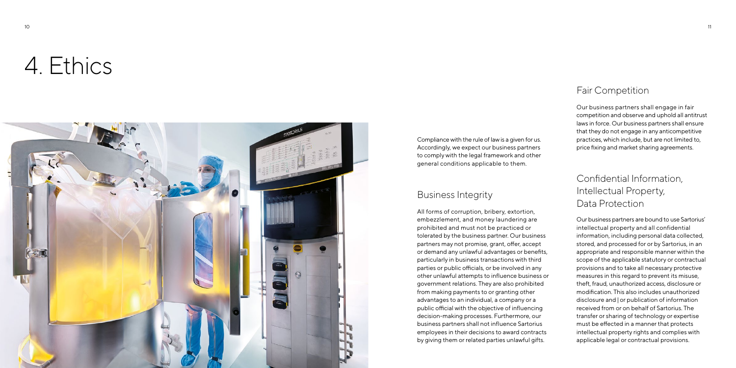# 4. Ethics

Compliance with the rule of law is a given for us. Accordingly, we expect our business partners to comply with the legal framework and other general conditions applicable to them.

## Business Integrity

All forms of corruption, bribery, extortion, embezzlement, and money laundering are prohibited and must not be practiced or tolerated by the business partner. Our business partners may not promise, grant, offer, accept or demand any unlawful advantages or benefits, particularly in business transactions with third parties or public officials, or be involved in any other unlawful attempts to influence business or government relations. They are also prohibited from making payments to or granting other advantages to an individual, a company or a public official with the objective of influencing decision-making processes. Furthermore, our business partners shall not influence Sartorius employees in their decisions to award contracts by giving them or related parties unlawful gifts.

## Fair Competition

Our business partners shall engage in fair competition and observe and uphold all antitrust laws in force. Our business partners shall ensure that they do not engage in any anticompetitive practices, which include, but are not limited to, price fixing and market sharing agreements.

## Confidential Information, Intellectual Property, Data Protection

Our business partners are bound to use Sartorius' intellectual property and all confidential information, including personal data collected, stored, and processed for or by Sartorius, in an appropriate and responsible manner within the scope of the applicable statutory or contractual provisions and to take all necessary protective measures in this regard to prevent its misuse, theft, fraud, unauthorized access, disclosure or modification. This also includes unauthorized disclosure and | or publication of information received from or on behalf of Sartorius. The transfer or sharing of technology or expertise must be effected in a manner that protects intellectual property rights and complies with applicable legal or contractual provisions.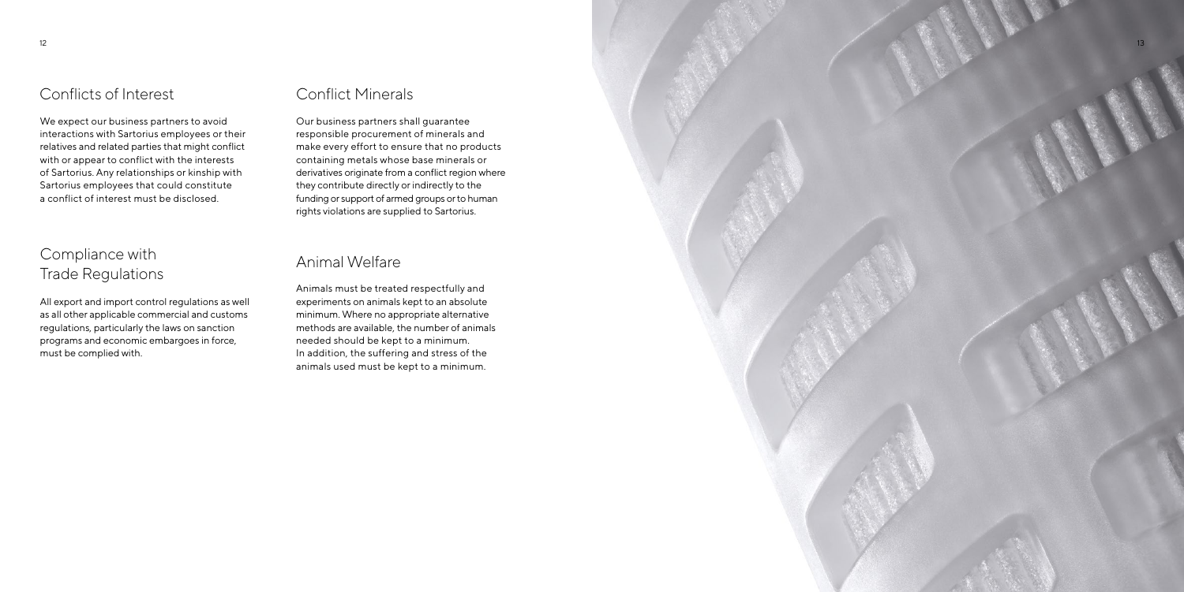## Conflicts of Interest

We expect our business partners to avoid interactions with Sartorius employees or their relatives and related parties that might conflict with or appear to conflict with the interests of Sartorius. Any relationships or kinship with Sartorius employees that could constitute a conflict of interest must be disclosed.

## Compliance with Trade Regulations

All export and import control regulations as well as all other applicable commercial and customs regulations, particularly the laws on sanction programs and economic embargoes in force, must be complied with.

## Conflict Minerals

Our business partners shall guarantee responsible procurement of minerals and make every effort to ensure that no products containing metals whose base minerals or derivatives originate from a conflict region where they contribute directly or indirectly to the funding or support of armed groups or to human rights violations are supplied to Sartorius.

## Animal Welfare

Animals must be treated respectfully and experiments on animals kept to an absolute minimum. Where no appropriate alternative methods are available, the number of animals needed should be kept to a minimum. In addition, the suffering and stress of the animals used must be kept to a minimum.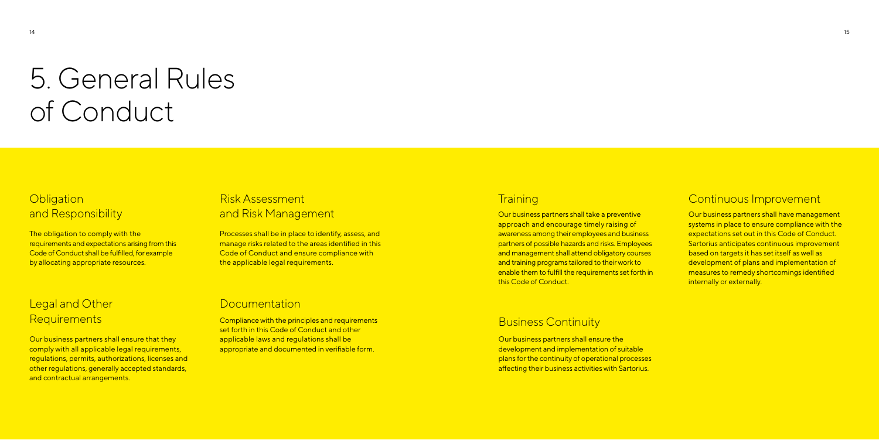# 5. General Rules of Conduct

## Obligation and Responsibility

The obligation to comply with the requirements and expectations arising from this Code of Conduct shall be fulfilled, for example by allocating appropriate resources.

## Legal and Other Requirements

Our business partners shall ensure that they comply with all applicable legal requirements, regulations, permits, authorizations, licenses and other regulations, generally accepted standards, and contractual arrangements.

## Risk Assessment and Risk Management

Processes shall be in place to identify, assess, and manage risks related to the areas identified in this Code of Conduct and ensure compliance with the applicable legal requirements.

## Documentation

Compliance with the principles and requirements set forth in this Code of Conduct and other applicable laws and regulations shall be appropriate and documented in verifiable form.

## Training

Our business partners shall take a preventive approach and encourage timely raising of awareness among their employees and business partners of possible hazards and risks. Employees and management shall attend obligatory courses and training programs tailored to their work to enable them to fulfill the requirements set forth in this Code of Conduct.

## Business Continuity

Our business partners shall ensure the development and implementation of suitable plans for the continuity of operational processes affecting their business activities with Sartorius.

## Continuous Improvement

Our business partners shall have management systems in place to ensure compliance with the expectations set out in this Code of Conduct. Sartorius anticipates continuous improvement based on targets it has set itself as well as development of plans and implementation of measures to remedy shortcomings identified internally or externally.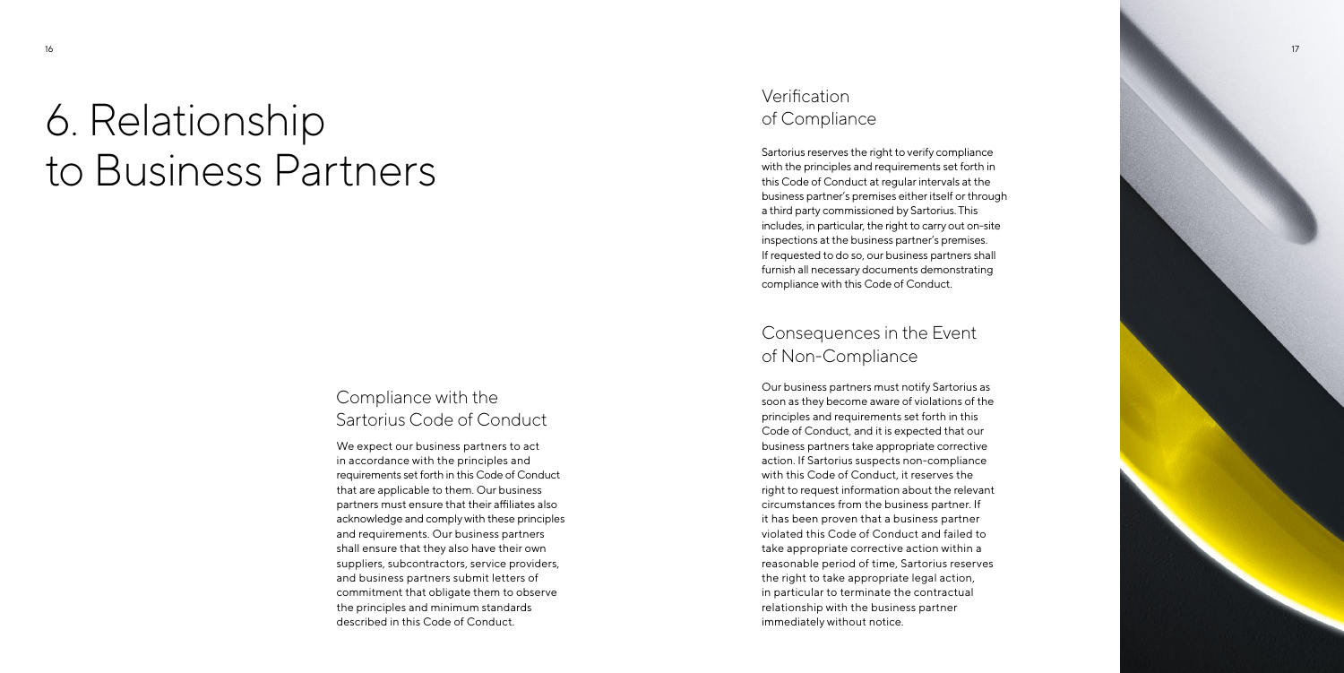# 6. Relationship to Business Partners

## Compliance with the Sartorius Code of Conduct

We expect our business partners to act in accordance with the principles and requirements set forth in this Code of Conduct that are applicable to them. Our business partners must ensure that their affiliates also acknowledge and comply with these principles and requirements. Our business partners shall ensure that they also have their own suppliers, subcontractors, service providers, and business partners submit letters of commitment that obligate them to observe the principles and minimum standards described in this Code of Conduct.

## Verification of Compliance

Sartorius reserves the right to verify compliance with the principles and requirements set forth in this Code of Conduct at regular intervals at the business partner's premises either itself or through a third party commissioned by Sartorius. This includes, in particular, the right to carry out on-site inspections at the business partner's premises. If requested to do so, our business partners shall furnish all necessary documents demonstrating compliance with this Code of Conduct.

## Consequences in the Event of Non-Compliance

Our business partners must notify Sartorius as soon as they become aware of violations of the principles and requirements set forth in this Code of Conduct, and it is expected that our business partners take appropriate corrective action. If Sartorius suspects non-compliance with this Code of Conduct, it reserves the right to request information about the relevant circumstances from the business partner. If it has been proven that a business partner violated this Code of Conduct and failed to take appropriate corrective action within a reasonable period of time, Sartorius reserves the right to take appropriate legal action, in particular to terminate the contractual relationship with the business partner immediately without notice.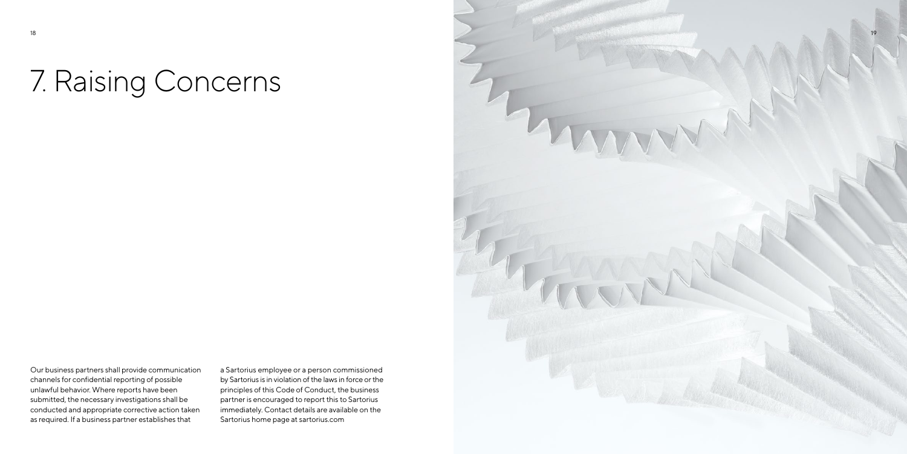# 7. Raising Concerns

Our business partners shall provide communication channels for confidential reporting of possible unlawful behavior. Where reports have been submitted, the necessary investigations shall be conducted and appropriate corrective action taken as required. If a business partner establishes that a Sartorius employee or a person commissioned by Sartorius is in violation of the laws in force or the principles of this Code of Conduct, the business partner is encouraged to report this to Sartorius immediately. Contact details are available on the Sartorius home page at sartorius.com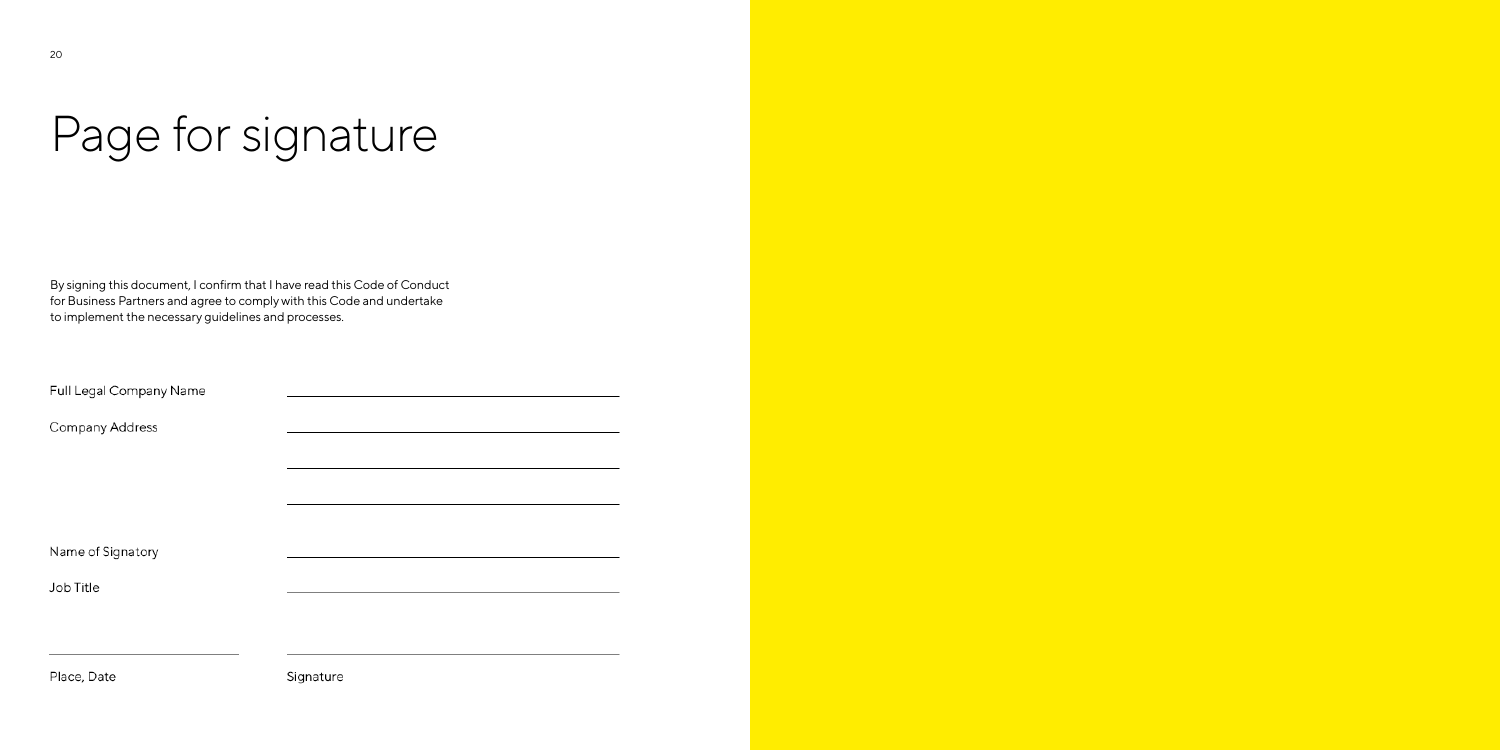# Page for signature

By signing this document, I confirm that I have read this Code of Conduct for Business Partners and agree to comply with this Code and undertake to implement the necessary guidelines and processes.

Full Legal Company Name ______________________________

Company Address ______________________________

______________________________

______________________________

Name of Signatory ______________________________

Job Title ______________________________

______________________ ______________________________

Place, Date Signature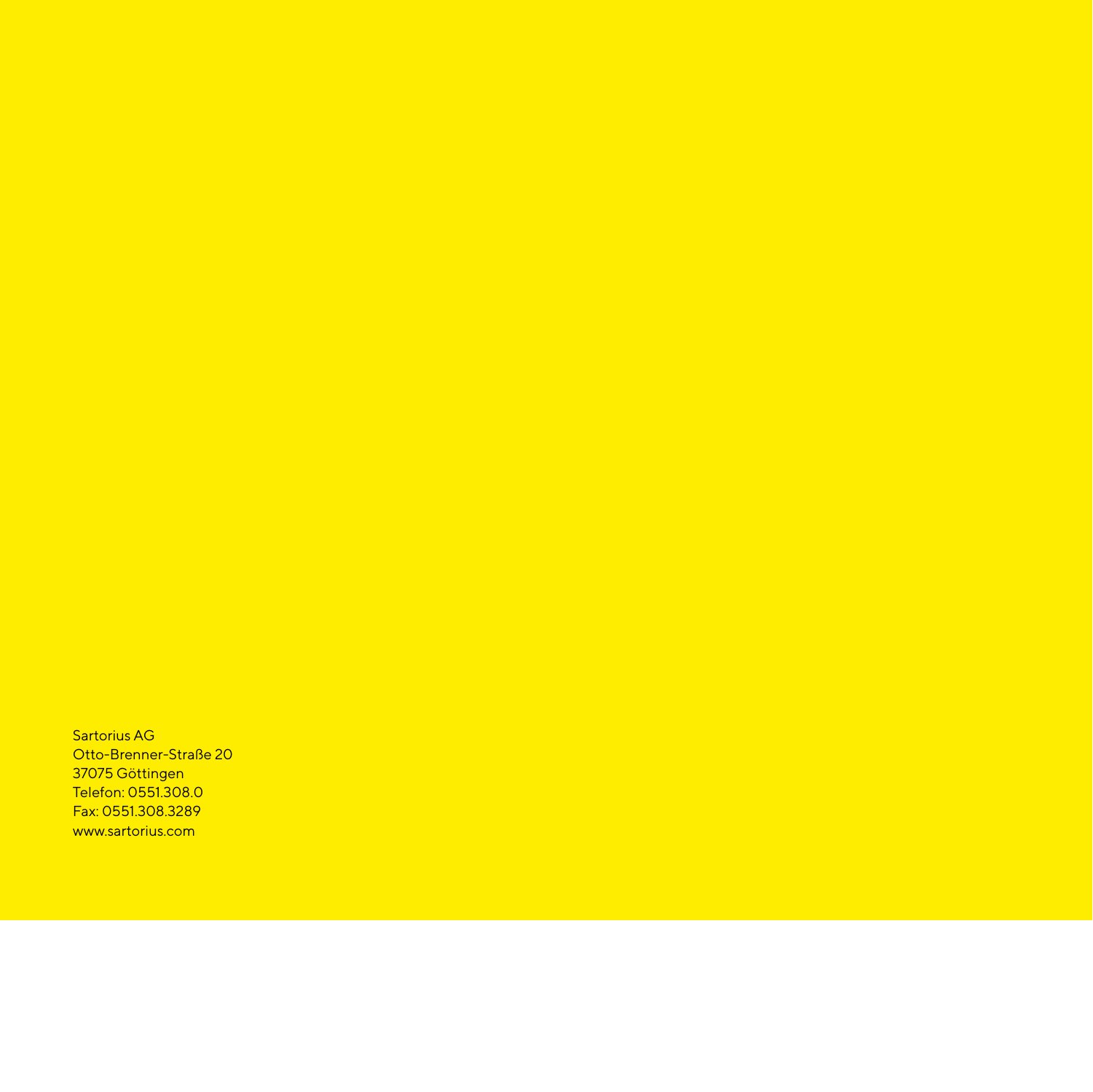Sartorius AG  
Otto-Brenner-Straße 20  
37075 Göttingen  
Telefon: 0551.308.0  
Fax: 0551.308.3289  
www.sartorius.com